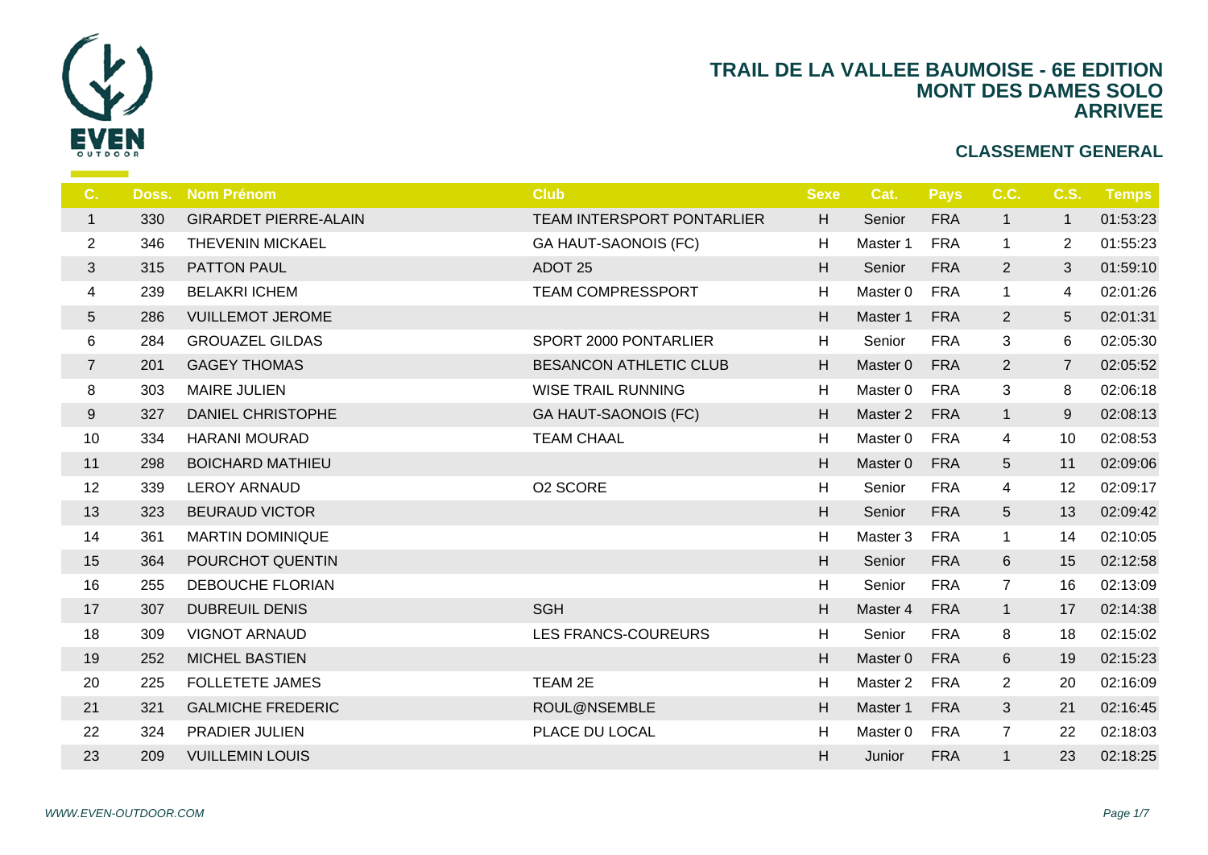# TRAIL DE LA VALLEE BAUMOISE - 6E EDITION
## MONT DES DAMES SOLO
## ARRIVEE

### CLASSEMENT GENERAL

| C. | Doss. | Nom Prénom | Club | Sexe | Cat. | Pays | C.C. | C.S. | Temps |
|---|---|---|---|---|---|---|---|---|---|
| 1 | 330 | GIRARDET PIERRE-ALAIN | TEAM INTERSPORT PONTARLIER | H | Senior | FRA | 1 | 1 | 01:53:23 |
| 2 | 346 | THEVENIN MICKAEL | GA HAUT-SAONOIS (FC) | H | Master 1 | FRA | 1 | 2 | 01:55:23 |
| 3 | 315 | PATTON PAUL | ADOT 25 | H | Senior | FRA | 2 | 3 | 01:59:10 |
| 4 | 239 | BELAKRI ICHEM | TEAM COMPRESSPORT | H | Master 0 | FRA | 1 | 4 | 02:01:26 |
| 5 | 286 | VUILLEMOT JEROME | | H | Master 1 | FRA | 2 | 5 | 02:01:31 |
| 6 | 284 | GROUAZEL GILDAS | SPORT 2000 PONTARLIER | H | Senior | FRA | 3 | 6 | 02:05:30 |
| 7 | 201 | GAGEY THOMAS | BESANCON ATHLETIC CLUB | H | Master 0 | FRA | 2 | 7 | 02:05:52 |
| 8 | 303 | MAIRE JULIEN | WISE TRAIL RUNNING | H | Master 0 | FRA | 3 | 8 | 02:06:18 |
| 9 | 327 | DANIEL CHRISTOPHE | GA HAUT-SAONOIS (FC) | H | Master 2 | FRA | 1 | 9 | 02:08:13 |
| 10 | 334 | HARANI MOURAD | TEAM CHAAL | H | Master 0 | FRA | 4 | 10 | 02:08:53 |
| 11 | 298 | BOICHARD MATHIEU | | H | Master 0 | FRA | 5 | 11 | 02:09:06 |
| 12 | 339 | LEROY ARNAUD | O2 SCORE | H | Senior | FRA | 4 | 12 | 02:09:17 |
| 13 | 323 | BEURAUD VICTOR | | H | Senior | FRA | 5 | 13 | 02:09:42 |
| 14 | 361 | MARTIN DOMINIQUE | | H | Master 3 | FRA | 1 | 14 | 02:10:05 |
| 15 | 364 | POURCHOT QUENTIN | | H | Senior | FRA | 6 | 15 | 02:12:58 |
| 16 | 255 | DEBOUCHE FLORIAN | | H | Senior | FRA | 7 | 16 | 02:13:09 |
| 17 | 307 | DUBREUIL DENIS | SGH | H | Master 4 | FRA | 1 | 17 | 02:14:38 |
| 18 | 309 | VIGNOT ARNAUD | LES FRANCS-COUREURS | H | Senior | FRA | 8 | 18 | 02:15:02 |
| 19 | 252 | MICHEL BASTIEN | | H | Master 0 | FRA | 6 | 19 | 02:15:23 |
| 20 | 225 | FOLLETETE JAMES | TEAM 2E | H | Master 2 | FRA | 2 | 20 | 02:16:09 |
| 21 | 321 | GALMICHE FREDERIC | ROUL@NSEMBLE | H | Master 1 | FRA | 3 | 21 | 02:16:45 |
| 22 | 324 | PRADIER JULIEN | PLACE DU LOCAL | H | Master 0 | FRA | 7 | 22 | 02:18:03 |
| 23 | 209 | VUILLEMIN LOUIS | | H | Junior | FRA | 1 | 23 | 02:18:25 |

*WWW.EVEN-OUTDOOR.COM*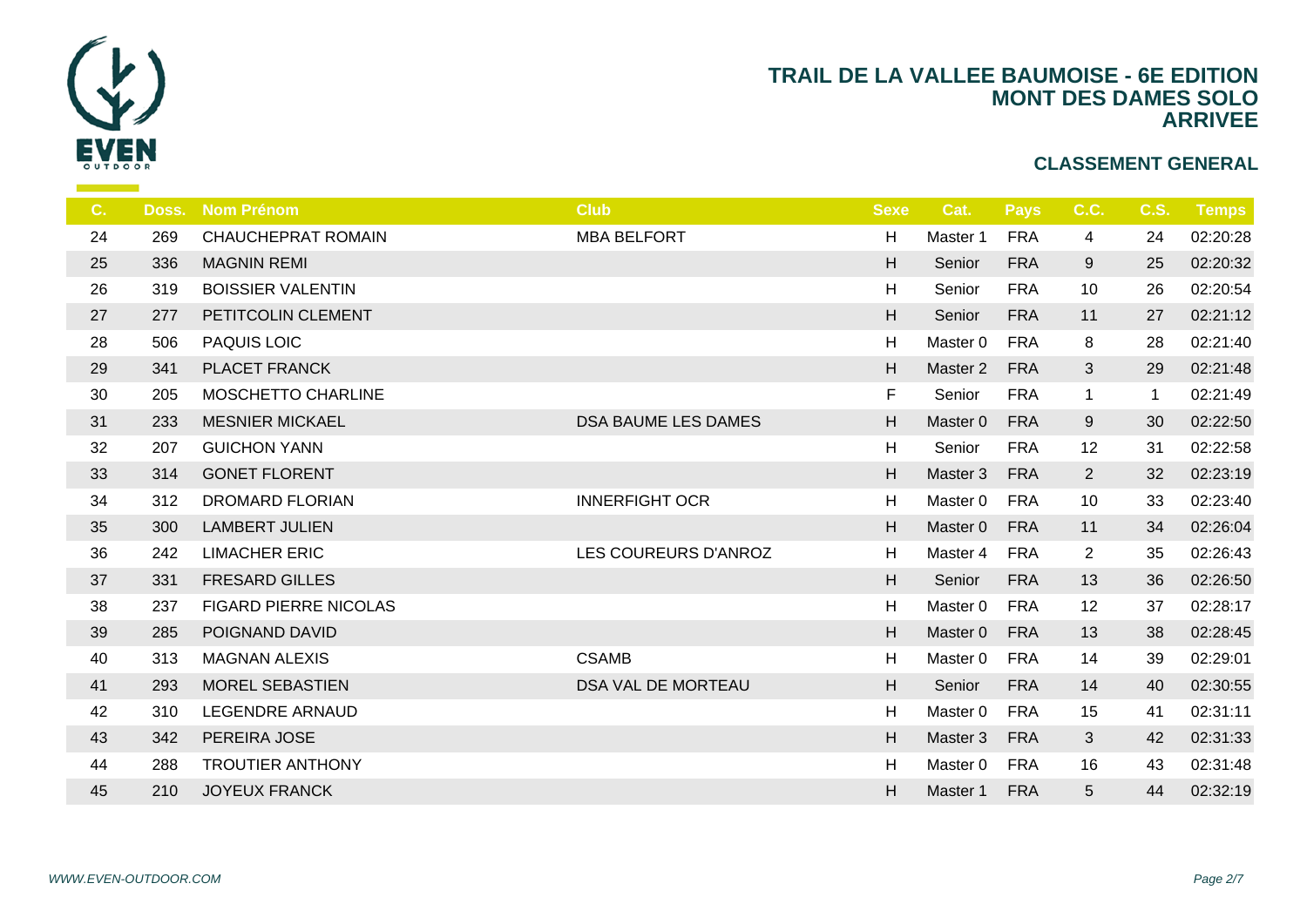# TRAIL DE LA VALLEE BAUMOISE - 6E EDITION
## MONT DES DAMES SOLO
## ARRIVEE

### CLASSEMENT GENERAL

| C. | Doss. | Nom Prénom | Club | Sexe | Cat. | Pays | C.C. | C.S. | Temps |
|---|---|---|---|---|---|---|---|---|---|
| 24 | 269 | CHAUCHEPRAT ROMAIN | MBA BELFORT | H | Master 1 | FRA | 4 | 24 | 02:20:28 |
| 25 | 336 | MAGNIN REMI | | H | Senior | FRA | 9 | 25 | 02:20:32 |
| 26 | 319 | BOISSIER VALENTIN | | H | Senior | FRA | 10 | 26 | 02:20:54 |
| 27 | 277 | PETITCOLIN CLEMENT | | H | Senior | FRA | 11 | 27 | 02:21:12 |
| 28 | 506 | PAQUIS LOIC | | H | Master 0 | FRA | 8 | 28 | 02:21:40 |
| 29 | 341 | PLACET FRANCK | | H | Master 2 | FRA | 3 | 29 | 02:21:48 |
| 30 | 205 | MOSCHETTO CHARLINE | | F | Senior | FRA | 1 | 1 | 02:21:49 |
| 31 | 233 | MESNIER MICKAEL | DSA BAUME LES DAMES | H | Master 0 | FRA | 9 | 30 | 02:22:50 |
| 32 | 207 | GUICHON YANN | | H | Senior | FRA | 12 | 31 | 02:22:58 |
| 33 | 314 | GONET FLORENT | | H | Master 3 | FRA | 2 | 32 | 02:23:19 |
| 34 | 312 | DROMARD FLORIAN | INNERFIGHT OCR | H | Master 0 | FRA | 10 | 33 | 02:23:40 |
| 35 | 300 | LAMBERT JULIEN | | H | Master 0 | FRA | 11 | 34 | 02:26:04 |
| 36 | 242 | LIMACHER ERIC | LES COUREURS D'ANROZ | H | Master 4 | FRA | 2 | 35 | 02:26:43 |
| 37 | 331 | FRESARD GILLES | | H | Senior | FRA | 13 | 36 | 02:26:50 |
| 38 | 237 | FIGARD PIERRE NICOLAS | | H | Master 0 | FRA | 12 | 37 | 02:28:17 |
| 39 | 285 | POIGNAND DAVID | | H | Master 0 | FRA | 13 | 38 | 02:28:45 |
| 40 | 313 | MAGNAN ALEXIS | CSAMB | H | Master 0 | FRA | 14 | 39 | 02:29:01 |
| 41 | 293 | MOREL SEBASTIEN | DSA VAL DE MORTEAU | H | Senior | FRA | 14 | 40 | 02:30:55 |
| 42 | 310 | LEGENDRE ARNAUD | | H | Master 0 | FRA | 15 | 41 | 02:31:11 |
| 43 | 342 | PEREIRA JOSE | | H | Master 3 | FRA | 3 | 42 | 02:31:33 |
| 44 | 288 | TROUTIER ANTHONY | | H | Master 0 | FRA | 16 | 43 | 02:31:48 |
| 45 | 210 | JOYEUX FRANCK | | H | Master 1 | FRA | 5 | 44 | 02:32:19 |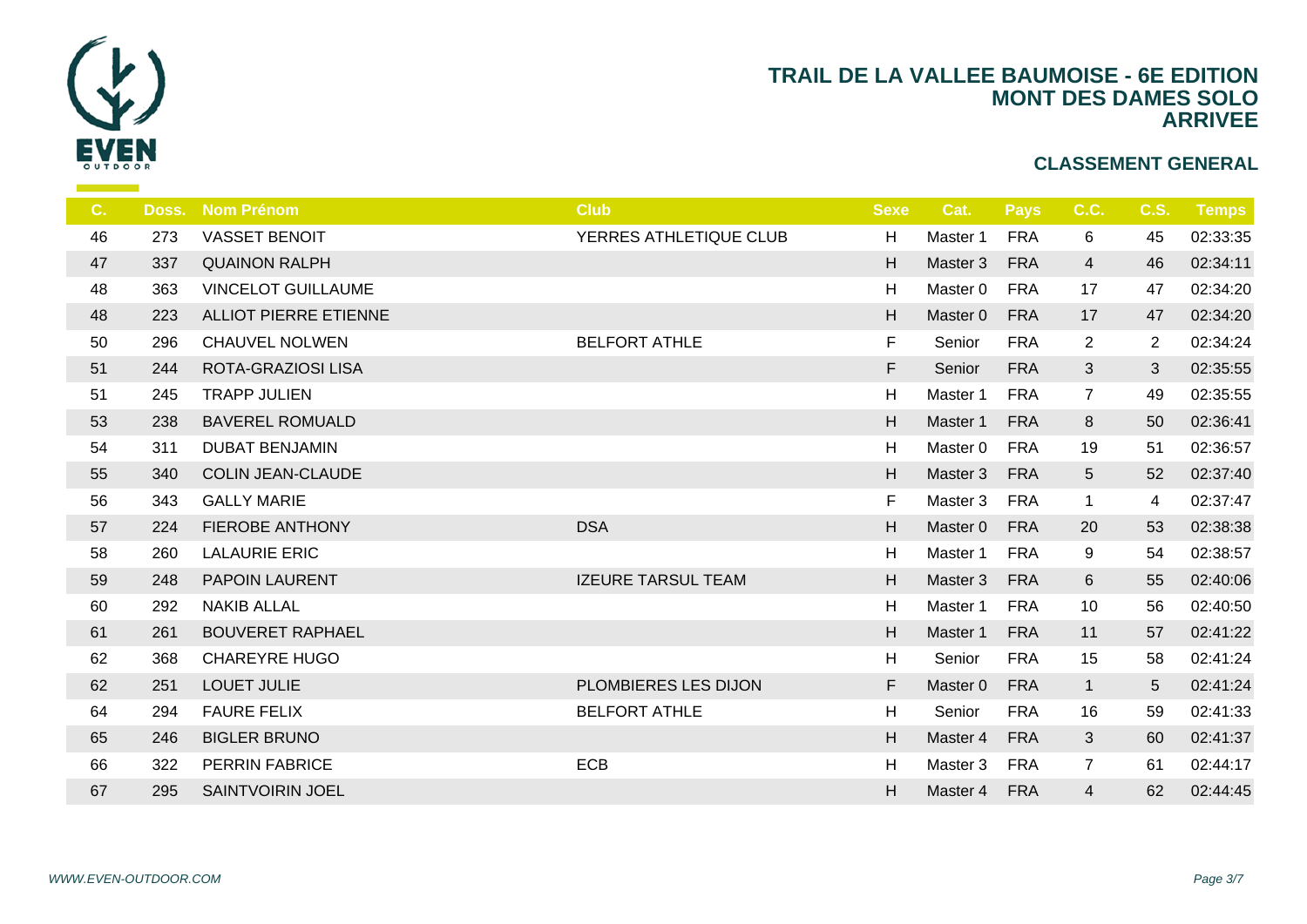# TRAIL DE LA VALLEE BAUMOISE - 6E EDITION
## MONT DES DAMES SOLO
## ARRIVEE

### CLASSEMENT GENERAL

| C. | Doss. | Nom Prénom | Club | Sexe | Cat. | Pays | C.C. | C.S. | Temps |
|---|---|---|---|---|---|---|---|---|---|
| 46 | 273 | VASSET BENOIT | YERRES ATHLETIQUE CLUB | H | Master 1 | FRA | 6 | 45 | 02:33:35 |
| 47 | 337 | QUAINON RALPH | | H | Master 3 | FRA | 4 | 46 | 02:34:11 |
| 48 | 363 | VINCELOT GUILLAUME | | H | Master 0 | FRA | 17 | 47 | 02:34:20 |
| 48 | 223 | ALLIOT PIERRE ETIENNE | | H | Master 0 | FRA | 17 | 47 | 02:34:20 |
| 50 | 296 | CHAUVEL NOLWEN | BELFORT ATHLE | F | Senior | FRA | 2 | 2 | 02:34:24 |
| 51 | 244 | ROTA-GRAZIOSI LISA | | F | Senior | FRA | 3 | 3 | 02:35:55 |
| 51 | 245 | TRAPP JULIEN | | H | Master 1 | FRA | 7 | 49 | 02:35:55 |
| 53 | 238 | BAVEREL ROMUALD | | H | Master 1 | FRA | 8 | 50 | 02:36:41 |
| 54 | 311 | DUBAT BENJAMIN | | H | Master 0 | FRA | 19 | 51 | 02:36:57 |
| 55 | 340 | COLIN JEAN-CLAUDE | | H | Master 3 | FRA | 5 | 52 | 02:37:40 |
| 56 | 343 | GALLY MARIE | | F | Master 3 | FRA | 1 | 4 | 02:37:47 |
| 57 | 224 | FIEROBE ANTHONY | DSA | H | Master 0 | FRA | 20 | 53 | 02:38:38 |
| 58 | 260 | LALAURIE ERIC | | H | Master 1 | FRA | 9 | 54 | 02:38:57 |
| 59 | 248 | PAPOIN LAURENT | IZEURE TARSUL TEAM | H | Master 3 | FRA | 6 | 55 | 02:40:06 |
| 60 | 292 | NAKIB ALLAL | | H | Master 1 | FRA | 10 | 56 | 02:40:50 |
| 61 | 261 | BOUVERET RAPHAEL | | H | Master 1 | FRA | 11 | 57 | 02:41:22 |
| 62 | 368 | CHAREYRE HUGO | | H | Senior | FRA | 15 | 58 | 02:41:24 |
| 62 | 251 | LOUET JULIE | PLOMBIERES LES DIJON | F | Master 0 | FRA | 1 | 5 | 02:41:24 |
| 64 | 294 | FAURE FELIX | BELFORT ATHLE | H | Senior | FRA | 16 | 59 | 02:41:33 |
| 65 | 246 | BIGLER BRUNO | | H | Master 4 | FRA | 3 | 60 | 02:41:37 |
| 66 | 322 | PERRIN FABRICE | ECB | H | Master 3 | FRA | 7 | 61 | 02:44:17 |
| 67 | 295 | SAINTVOIRIN JOEL | | H | Master 4 | FRA | 4 | 62 | 02:44:45 |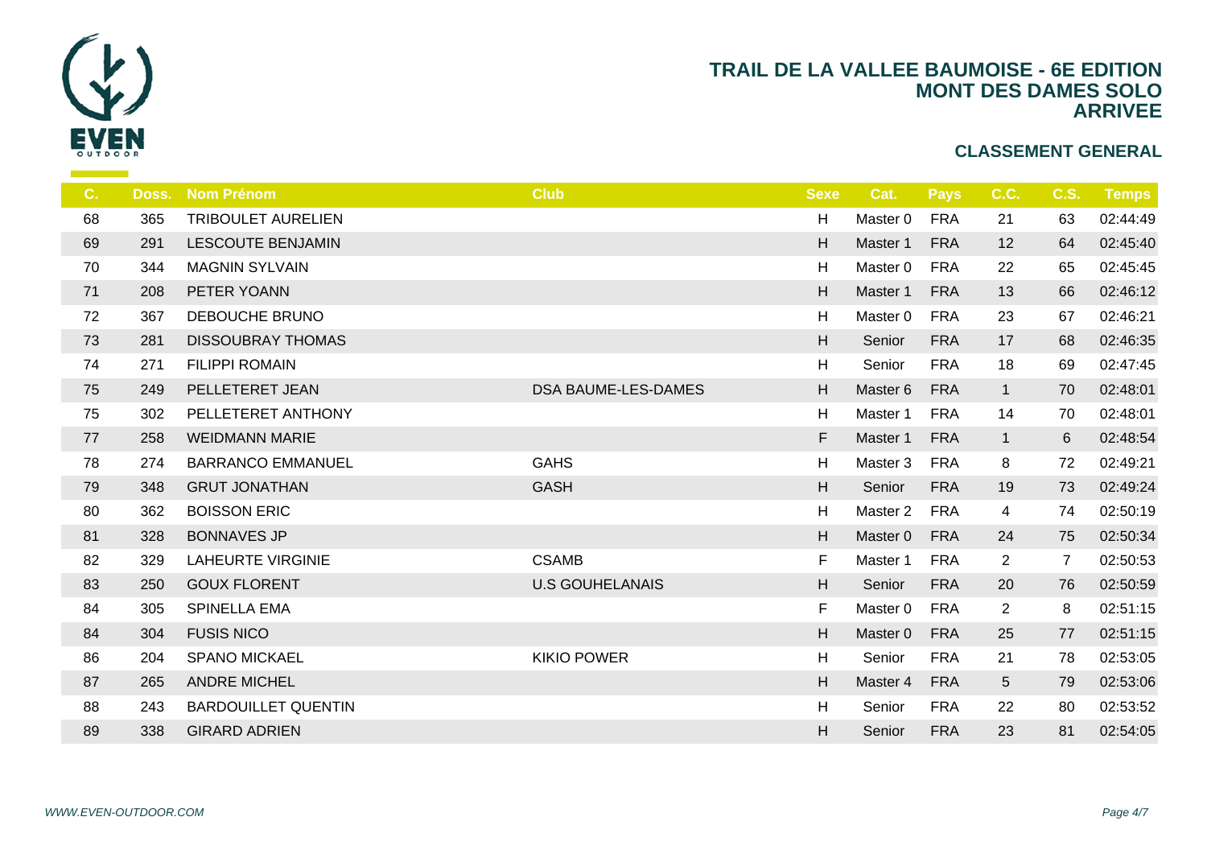# TRAIL DE LA VALLEE BAUMOISE - 6E EDITION
## MONT DES DAMES SOLO
## ARRIVEE

### CLASSEMENT GENERAL

| C. | Doss. | Nom Prénom | Club | Sexe | Cat. | Pays | C.C. | C.S. | Temps |
|---|---|---|---|---|---|---|---|---|---|
| 68 | 365 | TRIBOULET AURELIEN | | H | Master 0 | FRA | 21 | 63 | 02:44:49 |
| 69 | 291 | LESCOUTE BENJAMIN | | H | Master 1 | FRA | 12 | 64 | 02:45:40 |
| 70 | 344 | MAGNIN SYLVAIN | | H | Master 0 | FRA | 22 | 65 | 02:45:45 |
| 71 | 208 | PETER YOANN | | H | Master 1 | FRA | 13 | 66 | 02:46:12 |
| 72 | 367 | DEBOUCHE BRUNO | | H | Master 0 | FRA | 23 | 67 | 02:46:21 |
| 73 | 281 | DISSOUBRAY THOMAS | | H | Senior | FRA | 17 | 68 | 02:46:35 |
| 74 | 271 | FILIPPI ROMAIN | | H | Senior | FRA | 18 | 69 | 02:47:45 |
| 75 | 249 | PELLETERET JEAN | DSA BAUME-LES-DAMES | H | Master 6 | FRA | 1 | 70 | 02:48:01 |
| 75 | 302 | PELLETERET ANTHONY | | H | Master 1 | FRA | 14 | 70 | 02:48:01 |
| 77 | 258 | WEIDMANN MARIE | | F | Master 1 | FRA | 1 | 6 | 02:48:54 |
| 78 | 274 | BARRANCO EMMANUEL | GAHS | H | Master 3 | FRA | 8 | 72 | 02:49:21 |
| 79 | 348 | GRUT JONATHAN | GASH | H | Senior | FRA | 19 | 73 | 02:49:24 |
| 80 | 362 | BOISSON ERIC | | H | Master 2 | FRA | 4 | 74 | 02:50:19 |
| 81 | 328 | BONNAVES JP | | H | Master 0 | FRA | 24 | 75 | 02:50:34 |
| 82 | 329 | LAHEURTE VIRGINIE | CSAMB | F | Master 1 | FRA | 2 | 7 | 02:50:53 |
| 83 | 250 | GOUX FLORENT | U.S GOUHELANAIS | H | Senior | FRA | 20 | 76 | 02:50:59 |
| 84 | 305 | SPINELLA EMA | | F | Master 0 | FRA | 2 | 8 | 02:51:15 |
| 84 | 304 | FUSIS NICO | | H | Master 0 | FRA | 25 | 77 | 02:51:15 |
| 86 | 204 | SPANO MICKAEL | KIKIO POWER | H | Senior | FRA | 21 | 78 | 02:53:05 |
| 87 | 265 | ANDRE MICHEL | | H | Master 4 | FRA | 5 | 79 | 02:53:06 |
| 88 | 243 | BARDOUILLET QUENTIN | | H | Senior | FRA | 22 | 80 | 02:53:52 |
| 89 | 338 | GIRARD ADRIEN | | H | Senior | FRA | 23 | 81 | 02:54:05 |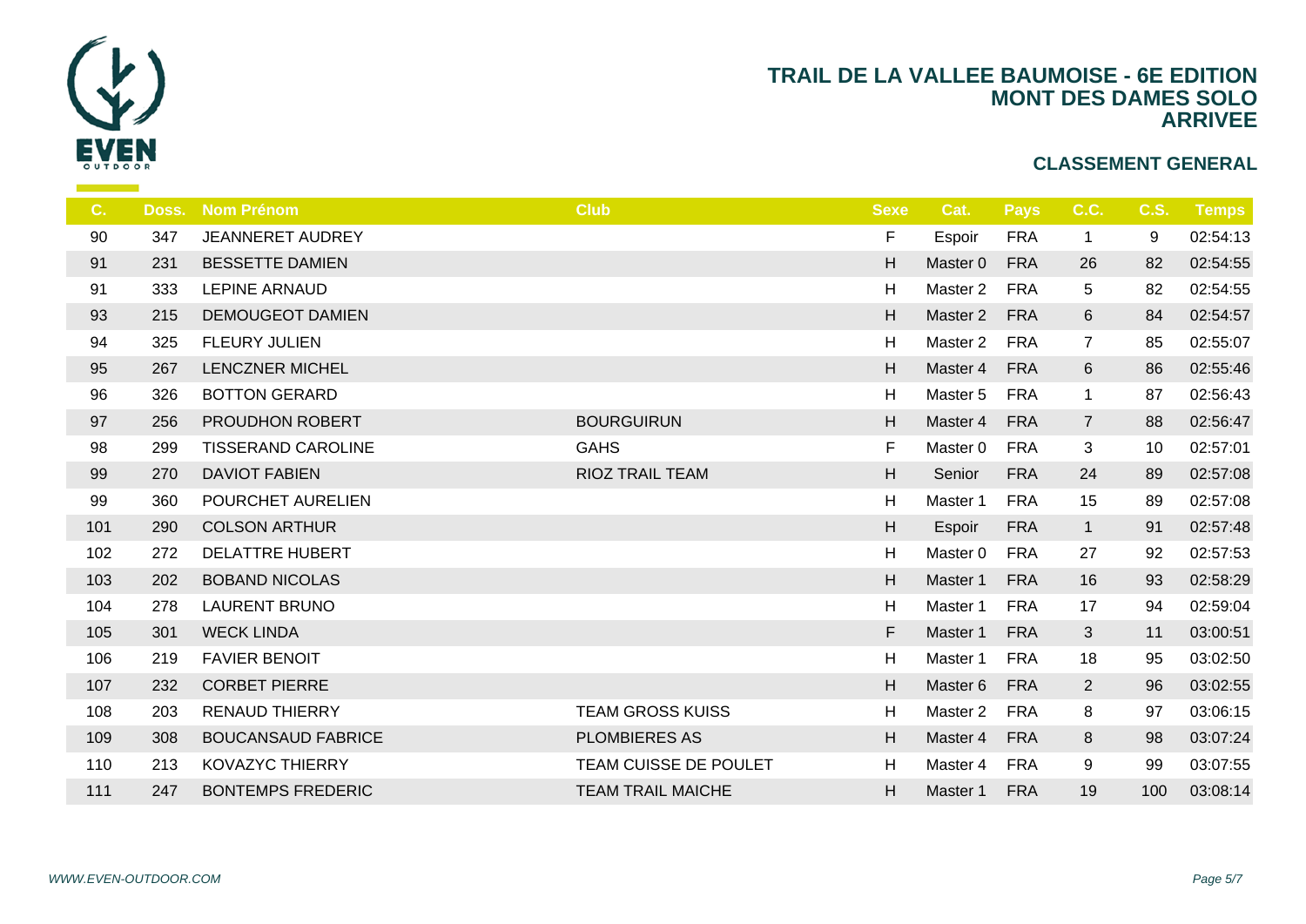# TRAIL DE LA VALLEE BAUMOISE - 6E EDITION
## MONT DES DAMES SOLO
## ARRIVEE

### CLASSEMENT GENERAL

| C. | Doss. | Nom Prénom | Club | Sexe | Cat. | Pays | C.C. | C.S. | Temps |
|---|---|---|---|---|---|---|---|---|---|
| 90 | 347 | JEANNERET AUDREY | | F | Espoir | FRA | 1 | 9 | 02:54:13 |
| 91 | 231 | BESSETTE DAMIEN | | H | Master 0 | FRA | 26 | 82 | 02:54:55 |
| 91 | 333 | LEPINE ARNAUD | | H | Master 2 | FRA | 5 | 82 | 02:54:55 |
| 93 | 215 | DEMOUGEOT DAMIEN | | H | Master 2 | FRA | 6 | 84 | 02:54:57 |
| 94 | 325 | FLEURY JULIEN | | H | Master 2 | FRA | 7 | 85 | 02:55:07 |
| 95 | 267 | LENCZNER MICHEL | | H | Master 4 | FRA | 6 | 86 | 02:55:46 |
| 96 | 326 | BOTTON GERARD | | H | Master 5 | FRA | 1 | 87 | 02:56:43 |
| 97 | 256 | PROUDHON ROBERT | BOURGUIRUN | H | Master 4 | FRA | 7 | 88 | 02:56:47 |
| 98 | 299 | TISSERAND CAROLINE | GAHS | F | Master 0 | FRA | 3 | 10 | 02:57:01 |
| 99 | 270 | DAVIOT FABIEN | RIOZ TRAIL TEAM | H | Senior | FRA | 24 | 89 | 02:57:08 |
| 99 | 360 | POURCHET AURELIEN | | H | Master 1 | FRA | 15 | 89 | 02:57:08 |
| 101 | 290 | COLSON ARTHUR | | H | Espoir | FRA | 1 | 91 | 02:57:48 |
| 102 | 272 | DELATTRE HUBERT | | H | Master 0 | FRA | 27 | 92 | 02:57:53 |
| 103 | 202 | BOBAND NICOLAS | | H | Master 1 | FRA | 16 | 93 | 02:58:29 |
| 104 | 278 | LAURENT BRUNO | | H | Master 1 | FRA | 17 | 94 | 02:59:04 |
| 105 | 301 | WECK LINDA | | F | Master 1 | FRA | 3 | 11 | 03:00:51 |
| 106 | 219 | FAVIER BENOIT | | H | Master 1 | FRA | 18 | 95 | 03:02:50 |
| 107 | 232 | CORBET PIERRE | | H | Master 6 | FRA | 2 | 96 | 03:02:55 |
| 108 | 203 | RENAUD THIERRY | TEAM GROSS KUISS | H | Master 2 | FRA | 8 | 97 | 03:06:15 |
| 109 | 308 | BOUCANSAUD FABRICE | PLOMBIERES AS | H | Master 4 | FRA | 8 | 98 | 03:07:24 |
| 110 | 213 | KOVAZYC THIERRY | TEAM CUISSE DE POULET | H | Master 4 | FRA | 9 | 99 | 03:07:55 |
| 111 | 247 | BONTEMPS FREDERIC | TEAM TRAIL MAICHE | H | Master 1 | FRA | 19 | 100 | 03:08:14 |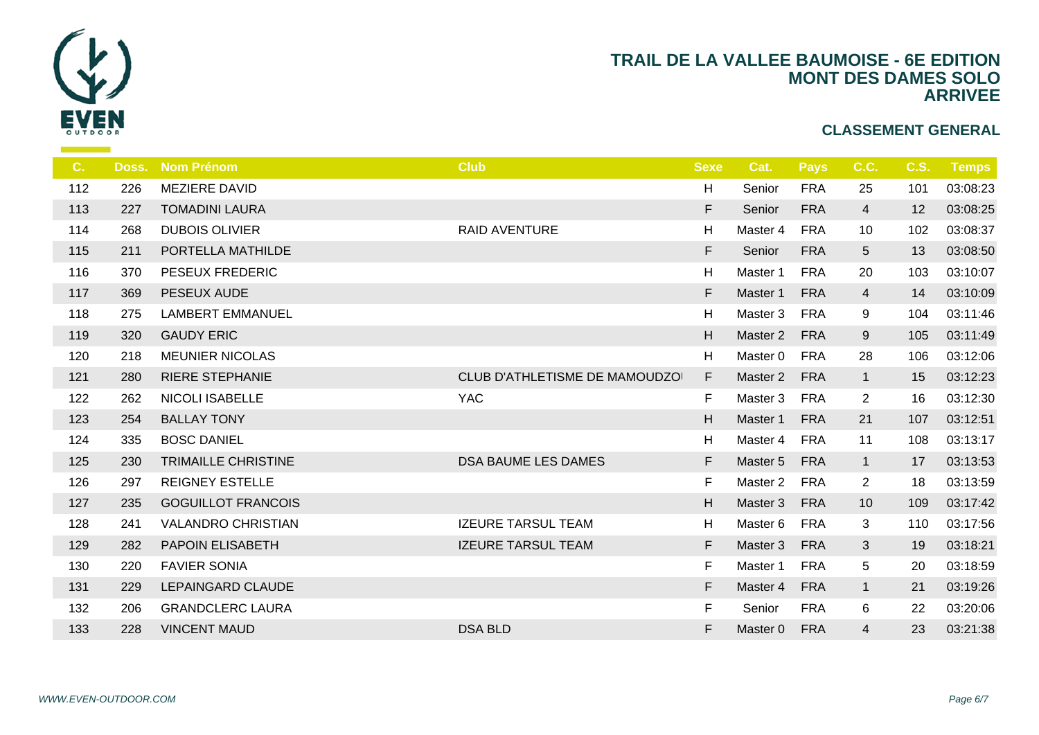# TRAIL DE LA VALLEE BAUMOISE - 6E EDITION
## MONT DES DAMES SOLO
## ARRIVEE

### CLASSEMENT GENERAL

| C. | Doss. | Nom Prénom | Club | Sexe | Cat. | Pays | C.C. | C.S. | Temps |
|---|---|---|---|---|---|---|---|---|---|
| 112 | 226 | MEZIERE DAVID | | H | Senior | FRA | 25 | 101 | 03:08:23 |
| 113 | 227 | TOMADINI LAURA | | F | Senior | FRA | 4 | 12 | 03:08:25 |
| 114 | 268 | DUBOIS OLIVIER | RAID AVENTURE | H | Master 4 | FRA | 10 | 102 | 03:08:37 |
| 115 | 211 | PORTELLA MATHILDE | | F | Senior | FRA | 5 | 13 | 03:08:50 |
| 116 | 370 | PESEUX FREDERIC | | H | Master 1 | FRA | 20 | 103 | 03:10:07 |
| 117 | 369 | PESEUX AUDE | | F | Master 1 | FRA | 4 | 14 | 03:10:09 |
| 118 | 275 | LAMBERT EMMANUEL | | H | Master 3 | FRA | 9 | 104 | 03:11:46 |
| 119 | 320 | GAUDY ERIC | | H | Master 2 | FRA | 9 | 105 | 03:11:49 |
| 120 | 218 | MEUNIER NICOLAS | | H | Master 0 | FRA | 28 | 106 | 03:12:06 |
| 121 | 280 | RIERE STEPHANIE | CLUB D'ATHLETISME DE MAMOUDZOI | F | Master 2 | FRA | 1 | 15 | 03:12:23 |
| 122 | 262 | NICOLI ISABELLE | YAC | F | Master 3 | FRA | 2 | 16 | 03:12:30 |
| 123 | 254 | BALLAY TONY | | H | Master 1 | FRA | 21 | 107 | 03:12:51 |
| 124 | 335 | BOSC DANIEL | | H | Master 4 | FRA | 11 | 108 | 03:13:17 |
| 125 | 230 | TRIMAILLE CHRISTINE | DSA BAUME LES DAMES | F | Master 5 | FRA | 1 | 17 | 03:13:53 |
| 126 | 297 | REIGNEY ESTELLE | | F | Master 2 | FRA | 2 | 18 | 03:13:59 |
| 127 | 235 | GOGUILLOT FRANCOIS | | H | Master 3 | FRA | 10 | 109 | 03:17:42 |
| 128 | 241 | VALANDRO CHRISTIAN | IZEURE TARSUL TEAM | H | Master 6 | FRA | 3 | 110 | 03:17:56 |
| 129 | 282 | PAPOIN ELISABETH | IZEURE TARSUL TEAM | F | Master 3 | FRA | 3 | 19 | 03:18:21 |
| 130 | 220 | FAVIER SONIA | | F | Master 1 | FRA | 5 | 20 | 03:18:59 |
| 131 | 229 | LEPAINGARD CLAUDE | | F | Master 4 | FRA | 1 | 21 | 03:19:26 |
| 132 | 206 | GRANDCLERC LAURA | | F | Senior | FRA | 6 | 22 | 03:20:06 |
| 133 | 228 | VINCENT MAUD | DSA BLD | F | Master 0 | FRA | 4 | 23 | 03:21:38 |

*WWW.EVEN-OUTDOOR.COM*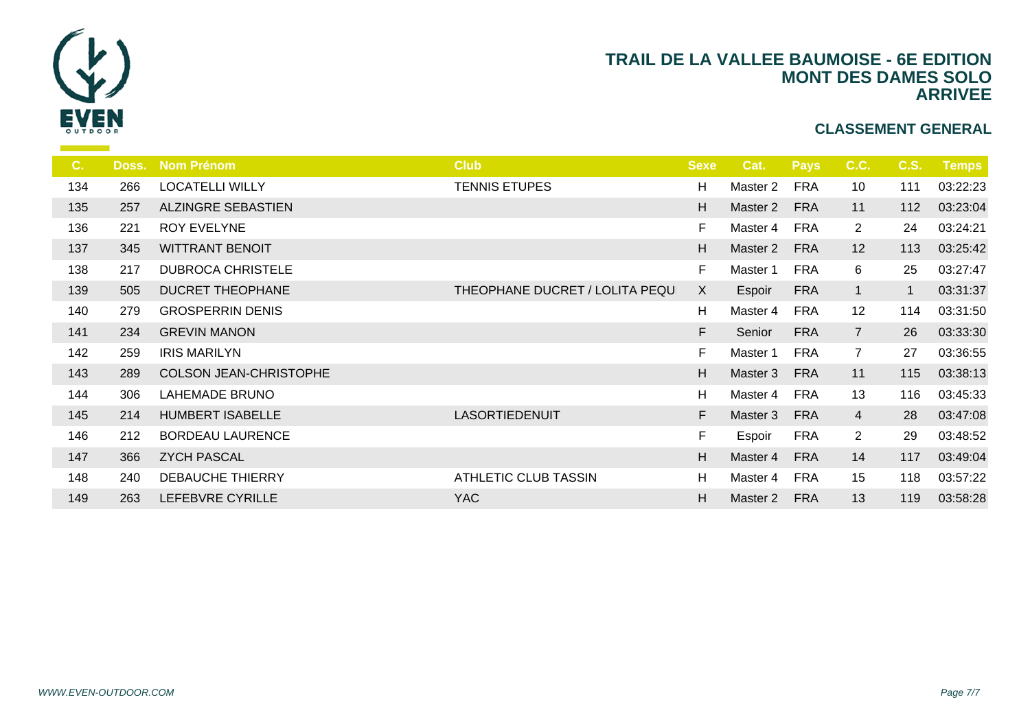# TRAIL DE LA VALLEE BAUMOISE - 6E EDITION
## MONT DES DAMES SOLO
## ARRIVEE

### CLASSEMENT GENERAL

| C. | Doss. | Nom Prénom | Club | Sexe | Cat. | Pays | C.C. | C.S. | Temps |
|---|---|---|---|---|---|---|---|---|---|
| 134 | 266 | LOCATELLI WILLY | TENNIS ETUPES | H | Master 2 | FRA | 10 | 111 | 03:22:23 |
| 135 | 257 | ALZINGRE SEBASTIEN | | H | Master 2 | FRA | 11 | 112 | 03:23:04 |
| 136 | 221 | ROY EVELYNE | | F | Master 4 | FRA | 2 | 24 | 03:24:21 |
| 137 | 345 | WITTRANT BENOIT | | H | Master 2 | FRA | 12 | 113 | 03:25:42 |
| 138 | 217 | DUBROCA CHRISTELE | | F | Master 1 | FRA | 6 | 25 | 03:27:47 |
| 139 | 505 | DUCRET THEOPHANE | THEOPHANE DUCRET / LOLITA PEQU | X | Espoir | FRA | 1 | 1 | 03:31:37 |
| 140 | 279 | GROSPERRIN DENIS | | H | Master 4 | FRA | 12 | 114 | 03:31:50 |
| 141 | 234 | GREVIN MANON | | F | Senior | FRA | 7 | 26 | 03:33:30 |
| 142 | 259 | IRIS MARILYN | | F | Master 1 | FRA | 7 | 27 | 03:36:55 |
| 143 | 289 | COLSON JEAN-CHRISTOPHE | | H | Master 3 | FRA | 11 | 115 | 03:38:13 |
| 144 | 306 | LAHEMADE BRUNO | | H | Master 4 | FRA | 13 | 116 | 03:45:33 |
| 145 | 214 | HUMBERT ISABELLE | LASORTIEDENUIT | F | Master 3 | FRA | 4 | 28 | 03:47:08 |
| 146 | 212 | BORDEAU LAURENCE | | F | Espoir | FRA | 2 | 29 | 03:48:52 |
| 147 | 366 | ZYCH PASCAL | | H | Master 4 | FRA | 14 | 117 | 03:49:04 |
| 148 | 240 | DEBAUCHE THIERRY | ATHLETIC CLUB TASSIN | H | Master 4 | FRA | 15 | 118 | 03:57:22 |
| 149 | 263 | LEFEBVRE CYRILLE | YAC | H | Master 2 | FRA | 13 | 119 | 03:58:28 |

*WWW.EVEN-OUTDOOR.COM*